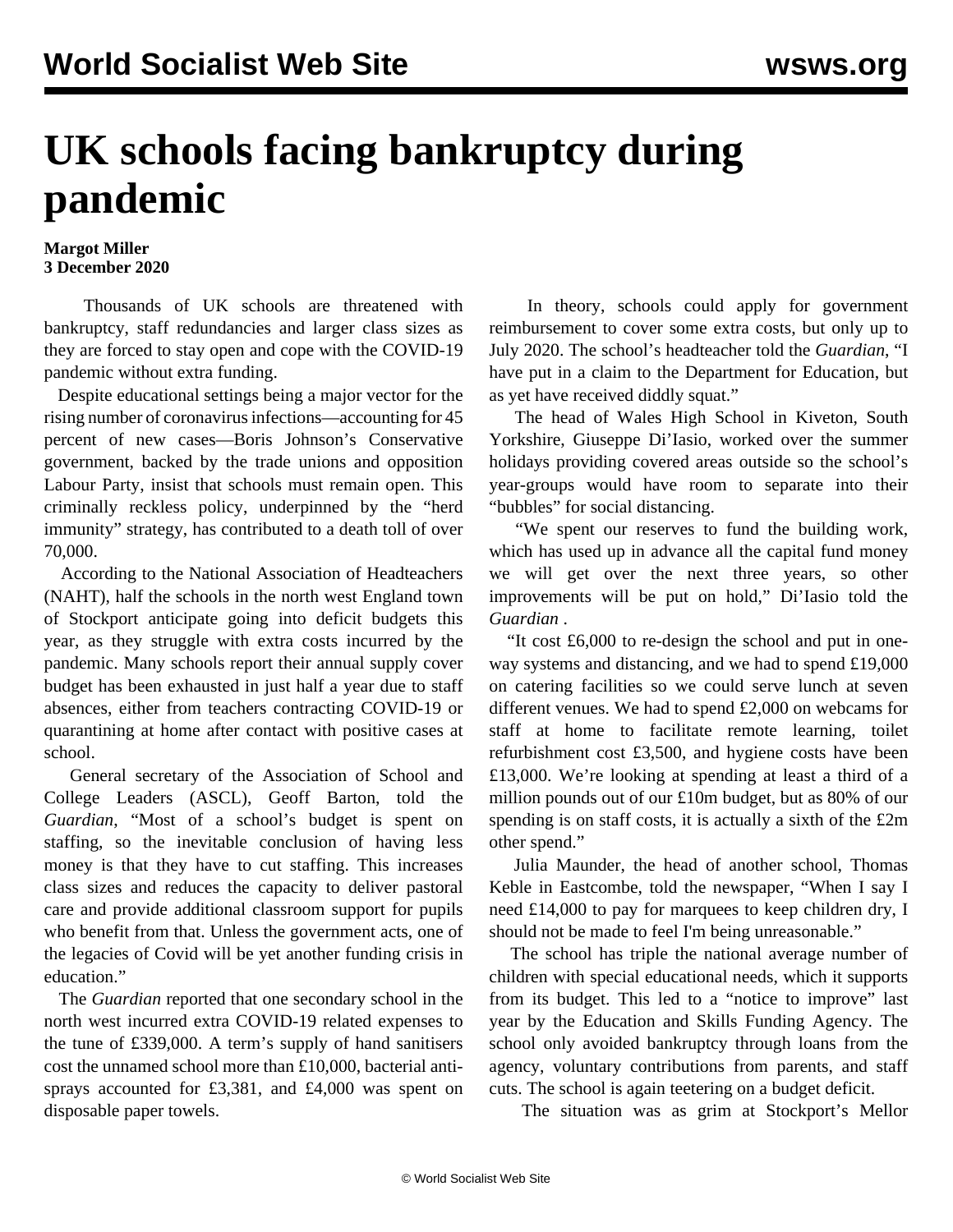# UK schools facing bankruptcy during pandemic

**Margot Miller**
**3 December 2020**

Thousands of UK schools are threatened with bankruptcy, staff redundancies and larger class sizes as they are forced to stay open and cope with the COVID-19 pandemic without extra funding.

Despite educational settings being a major vector for the rising number of coronavirus infections—accounting for 45 percent of new cases—Boris Johnson's Conservative government, backed by the trade unions and opposition Labour Party, insist that schools must remain open. This criminally reckless policy, underpinned by the "herd immunity" strategy, has contributed to a death toll of over 70,000.

According to the National Association of Headteachers (NAHT), half the schools in the north west England town of Stockport anticipate going into deficit budgets this year, as they struggle with extra costs incurred by the pandemic. Many schools report their annual supply cover budget has been exhausted in just half a year due to staff absences, either from teachers contracting COVID-19 or quarantining at home after contact with positive cases at school.

General secretary of the Association of School and College Leaders (ASCL), Geoff Barton, told the *Guardian*, "Most of a school's budget is spent on staffing, so the inevitable conclusion of having less money is that they have to cut staffing. This increases class sizes and reduces the capacity to deliver pastoral care and provide additional classroom support for pupils who benefit from that. Unless the government acts, one of the legacies of Covid will be yet another funding crisis in education."

The *Guardian* reported that one secondary school in the north west incurred extra COVID-19 related expenses to the tune of £339,000. A term's supply of hand sanitisers cost the unnamed school more than £10,000, bacterial anti-sprays accounted for £3,381, and £4,000 was spent on disposable paper towels.

In theory, schools could apply for government reimbursement to cover some extra costs, but only up to July 2020. The school's headteacher told the *Guardian*, "I have put in a claim to the Department for Education, but as yet have received diddly squat."

The head of Wales High School in Kiveton, South Yorkshire, Giuseppe Di'Iasio, worked over the summer holidays providing covered areas outside so the school's year-groups would have room to separate into their "bubbles" for social distancing.

"We spent our reserves to fund the building work, which has used up in advance all the capital fund money we will get over the next three years, so other improvements will be put on hold," Di'Iasio told the *Guardian* .

"It cost £6,000 to re-design the school and put in one-way systems and distancing, and we had to spend £19,000 on catering facilities so we could serve lunch at seven different venues. We had to spend £2,000 on webcams for staff at home to facilitate remote learning, toilet refurbishment cost £3,500, and hygiene costs have been £13,000. We're looking at spending at least a third of a million pounds out of our £10m budget, but as 80% of our spending is on staff costs, it is actually a sixth of the £2m other spend."

Julia Maunder, the head of another school, Thomas Keble in Eastcombe, told the newspaper, "When I say I need £14,000 to pay for marquees to keep children dry, I should not be made to feel I'm being unreasonable."

The school has triple the national average number of children with special educational needs, which it supports from its budget. This led to a "notice to improve" last year by the Education and Skills Funding Agency. The school only avoided bankruptcy through loans from the agency, voluntary contributions from parents, and staff cuts. The school is again teetering on a budget deficit.

The situation was as grim at Stockport's Mellor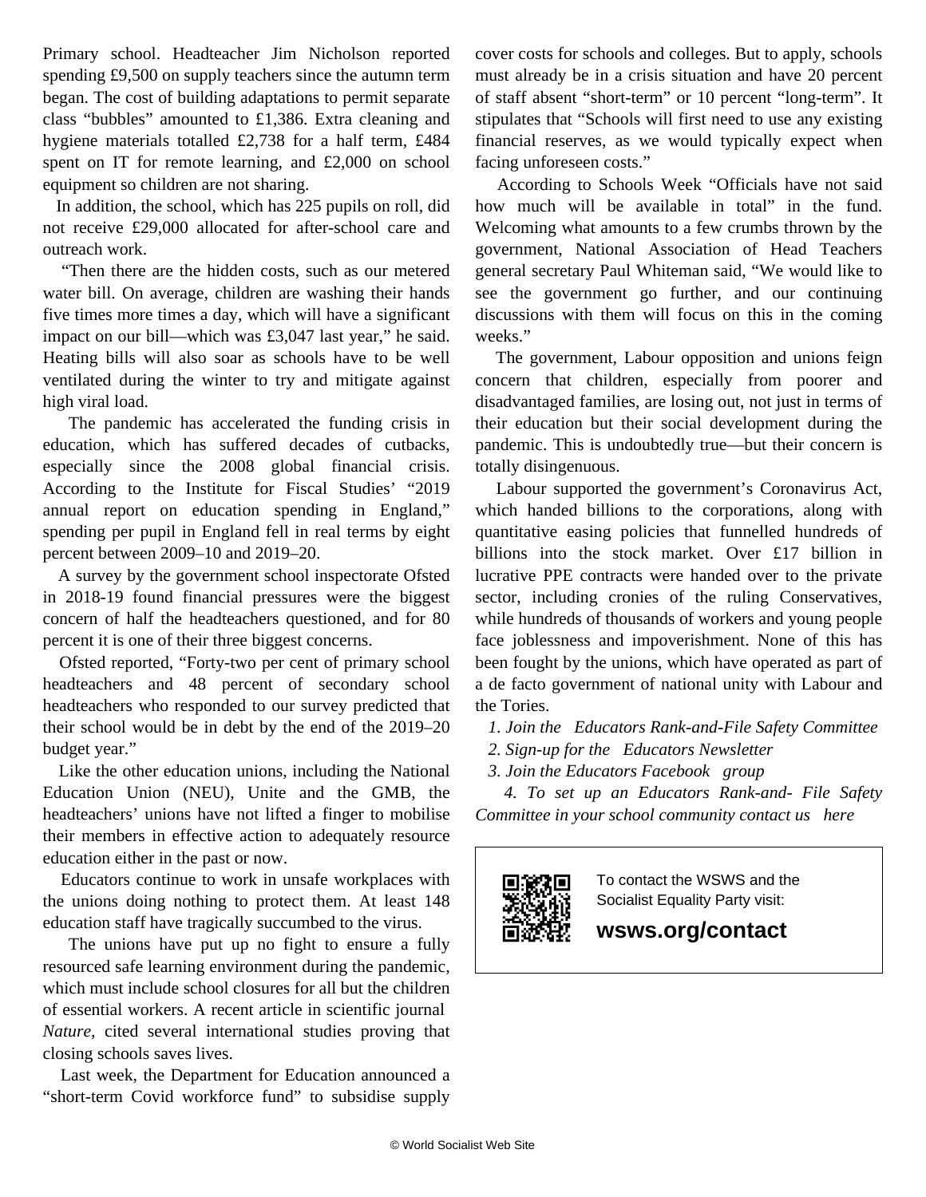Primary school. Headteacher Jim Nicholson reported spending £9,500 on supply teachers since the autumn term began. The cost of building adaptations to permit separate class "bubbles" amounted to £1,386. Extra cleaning and hygiene materials totalled £2,738 for a half term, £484 spent on IT for remote learning, and £2,000 on school equipment so children are not sharing.

In addition, the school, which has 225 pupils on roll, did not receive £29,000 allocated for after-school care and outreach work.

"Then there are the hidden costs, such as our metered water bill. On average, children are washing their hands five times more times a day, which will have a significant impact on our bill—which was £3,047 last year," he said. Heating bills will also soar as schools have to be well ventilated during the winter to try and mitigate against high viral load.

The pandemic has accelerated the funding crisis in education, which has suffered decades of cutbacks, especially since the 2008 global financial crisis. According to the Institute for Fiscal Studies' "2019 annual report on education spending in England," spending per pupil in England fell in real terms by eight percent between 2009–10 and 2019–20.

A survey by the government school inspectorate Ofsted in 2018-19 found financial pressures were the biggest concern of half the headteachers questioned, and for 80 percent it is one of their three biggest concerns.

Ofsted reported, "Forty-two per cent of primary school headteachers and 48 percent of secondary school headteachers who responded to our survey predicted that their school would be in debt by the end of the 2019–20 budget year."

Like the other education unions, including the National Education Union (NEU), Unite and the GMB, the headteachers' unions have not lifted a finger to mobilise their members in effective action to adequately resource education either in the past or now.

Educators continue to work in unsafe workplaces with the unions doing nothing to protect them. At least 148 education staff have tragically succumbed to the virus.

The unions have put up no fight to ensure a fully resourced safe learning environment during the pandemic, which must include school closures for all but the children of essential workers. A recent article in scientific journal *Nature*, cited several international studies proving that closing schools saves lives.

Last week, the Department for Education announced a "short-term Covid workforce fund" to subsidise supply cover costs for schools and colleges. But to apply, schools must already be in a crisis situation and have 20 percent of staff absent "short-term" or 10 percent "long-term". It stipulates that "Schools will first need to use any existing financial reserves, as we would typically expect when facing unforeseen costs."

According to Schools Week "Officials have not said how much will be available in total" in the fund. Welcoming what amounts to a few crumbs thrown by the government, National Association of Head Teachers general secretary Paul Whiteman said, "We would like to see the government go further, and our continuing discussions with them will focus on this in the coming weeks."

The government, Labour opposition and unions feign concern that children, especially from poorer and disadvantaged families, are losing out, not just in terms of their education but their social development during the pandemic. This is undoubtedly true—but their concern is totally disingenuous.

Labour supported the government's Coronavirus Act, which handed billions to the corporations, along with quantitative easing policies that funnelled hundreds of billions into the stock market. Over £17 billion in lucrative PPE contracts were handed over to the private sector, including cronies of the ruling Conservatives, while hundreds of thousands of workers and young people face joblessness and impoverishment. None of this has been fought by the unions, which have operated as part of a de facto government of national unity with Labour and the Tories.

*1. Join the Educators Rank-and-File Safety Committee*

*2. Sign-up for the Educators Newsletter*

*3. Join the Educators Facebook group*

*4. To set up an Educators Rank-and- File Safety Committee in your school community contact us here*

To contact the WSWS and the Socialist Equality Party visit:

**wsws.org/contact**